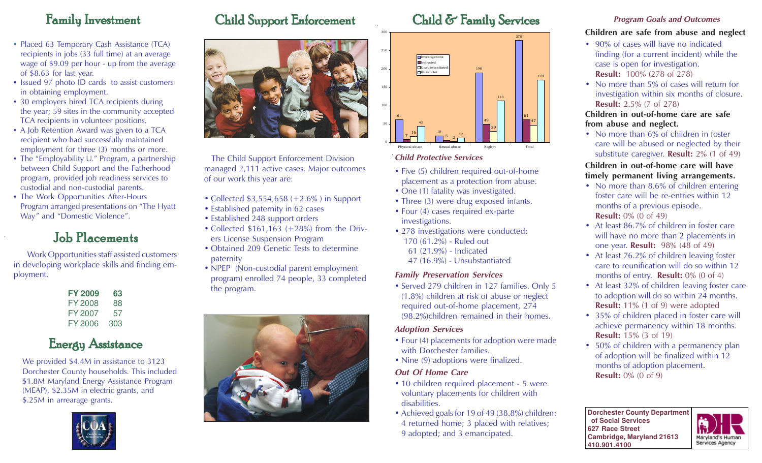## Family Investment

- Placed 63 Temporary Cash Assistance (TCA) recipients in jobs (33 full time) at an average wage of $9.09 per hour - up from the average of $8.63 for last year.
- Issued 97 photo ID cards to assist customers in obtaining employment.
- 30 employers hired TCA recipients during the year; 59 sites in the community accepted TCA recipients in volunteer positions.
- A Job Retention Award was given to a TCA recipient who had successfully maintained employment for three (3) months or more.
- The "Employability U." Program, a partnership between Child Support and the Fatherhood program, provided job readiness services to custodial and non-custodial parents.
- The Work Opportunities After-Hours Program arranged presentations on "The Hyatt Way" and "Domestic Violence".

## Job Placements

Work Opportunities staff assisted customers in developing workplace skills and finding employment.

| | |
|---|---|
| **FY 2009** | **63** |
| FY 2008 | 88 |
| FY 2007 | 57 |
| FY 2006 | 303 |

## Energy Assistance

We provided $4.4M in assistance to 3123 Dorchester County households. This included $1.8M Maryland Energy Assistance Program (MEAP), $2.35M in electric grants, and $.25M in arrearage grants.

## Child Support Enforcement

The Child Support Enforcement Division managed 2,111 active cases. Major outcomes of our work this year are:

- Collected $3,554,658 (+2.6% ) in Support
- Established paternity in 62 cases
- Established 248 support orders
- Collected $161,163 (+28%) from the Drivers License Suspension Program
- Obtained 209 Genetic Tests to determine paternity
- NPEP (Non-custodial parent employment program) enrolled 74 people, 33 completed the program.

## Child & Family Services

Investigations
Indicated
Unsubstantiated
Ruled Out

Physical abuse: 61, 7, 16, 43
Sexual abuse: 18, 5, 2, 12
Neglect: 190, 49, 29, 113
Total: 278, 61, 47, 170

0, 50, 100, 150, 200, 250, 300

### *Child Protective Services*

- Five (5) children required out-of-home placement as a protection from abuse.
- One (1) fatality was investigated.
- Three (3) were drug exposed infants.
- Four (4) cases required ex-parte investigations.
- 278 investigations were conducted:
  170 (61.2%) - Ruled out
  61 (21.9%) - Indicated
  47 (16.9%) - Unsubstantiated

### *Family Preservation Services*

- Served 279 children in 127 families. Only 5 (1.8%) children at risk of abuse or neglect required out-of-home placement, 274 (98.2%)children remained in their homes.

### *Adoption Services*

- Four (4) placements for adoption were made with Dorchester families.
- Nine (9) adoptions were finalized.

### *Out Of Home Care*

- 10 children required placement - 5 were voluntary placements for children with disabilities.
- Achieved goals for 19 of 49 (38.8%) children: 4 returned home; 3 placed with relatives; 9 adopted; and 3 emancipated.

### *Program Goals and Outcomes*

**Children are safe from abuse and neglect**

- 90% of cases will have no indicated finding (for a current incident) while the case is open for investigation. **Result:** 100% (278 of 278)
- No more than 5% of cases will return for investigation within six months of closure. **Result:** 2.5% (7 of 278)

**Children in out-of-home care are safe from abuse and neglect.**

- No more than 6% of children in foster care will be abused or neglected by their substitute caregiver. **Result:** 2% (1 of 49)

**Children in out-of-home care will have timely permanent living arrangements.**

- No more than 8.6% of children entering foster care will be re-entries within 12 months of a previous episode. **Result:** 0% (0 of 49)
- At least 86.7% of children in foster care will have no more than 2 placements in one year. **Result:** 98% (48 of 49)
- At least 76.2% of children leaving foster care to reunification will do so within 12 months of entry. **Result:** 0% (0 of 4)
- At least 32% of children leaving foster care to adoption will do so within 24 months. **Result:** 11% (1 of 9) were adopted
- 35% of children placed in foster care will achieve permanency within 18 months. **Result:** 15% (3 of 19)
- 50% of children with a permanency plan of adoption will be finalized within 12 months of adoption placement. **Result:** 0% (0 of 9)

**Dorchester County Department of Social Services**
**627 Race Street**
**Cambridge, Maryland 21613**
**410.901.4100**

Maryland's Human Services Agency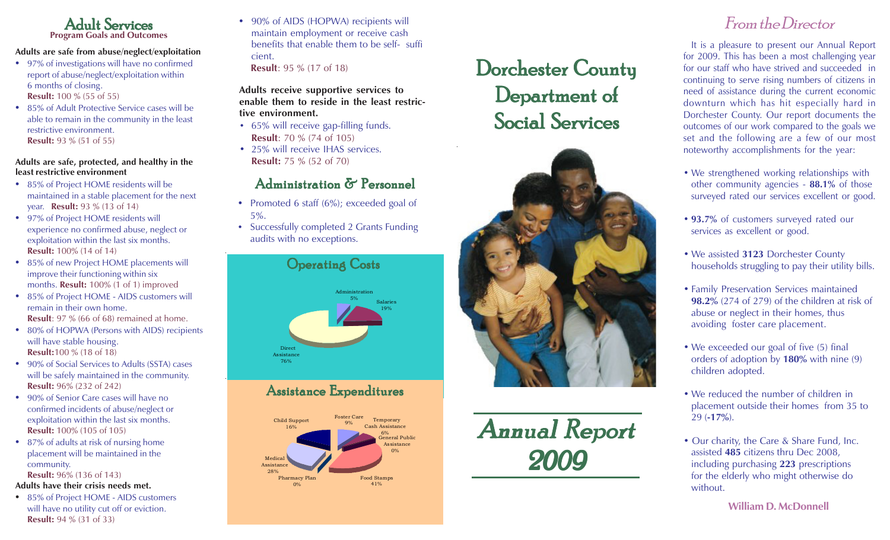# Adult Services

## Program Goals and Outcomes

**Adults are safe from abuse/neglect/exploitation**

- 97% of investigations will have no confirmed report of abuse/neglect/exploitation within 6 months of closing. **Result:** 100 % (55 of 55)
- 85% of Adult Protective Service cases will be able to remain in the community in the least restrictive environment. **Result:** 93 % (51 of 55)

**Adults are safe, protected, and healthy in the least restrictive environment**

- 85% of Project HOME residents will be maintained in a stable placement for the next year. **Result:** 93 % (13 of 14)
- 97% of Project HOME residents will experience no confirmed abuse, neglect or exploitation within the last six months. **Result:** 100% (14 of 14)
- 85% of new Project HOME placements will improve their functioning within six months. **Result:** 100% (1 of 1) improved
- 85% of Project HOME - AIDS customers will remain in their own home. **Result**: 97 % (66 of 68) remained at home.
- 80% of HOPWA (Persons with AIDS) recipients will have stable housing. **Result:**100 % (18 of 18)
- 90% of Social Services to Adults (SSTA) cases will be safely maintained in the community. **Result:** 96% (232 of 242)
- 90% of Senior Care cases will have no confirmed incidents of abuse/neglect or exploitation within the last six months. **Result:** 100% (105 of 105)
- 87% of adults at risk of nursing home placement will be maintained in the community. **Result:** 96% (136 of 143)

**Adults have their crisis needs met.**

- 85% of Project HOME - AIDS customers will have no utility cut off or eviction. **Result:** 94 % (31 of 33)
- 90% of AIDS (HOPWA) recipients will maintain employment or receive cash benefits that enable them to be self- sufficient. **Result**: 95 % (17 of 18)

**Adults receive supportive services to enable them to reside in the least restrictive environment.**

- 65% will receive gap-filling funds. **Result**: 70 % (74 of 105)
- 25% will receive IHAS services. **Result:** 75 % (52 of 70)

## Administration & Personnel

- Promoted 6 staff (6%); exceeded goal of 5%.
- Successfully completed 2 Grants Funding audits with no exceptions.

## Operating Costs

Administration 5%
Salaries 19%
Direct Assistance 76%

## Assistance Expenditures

Child Support 16%
Foster Care 9%
Temporary Cash Assistance 6%
General Public Assistance 0%
Medical Assistance 28%
Pharmacy Plan 0%
Food Stamps 41%

# Dorchester County Department of Social Services

# *Annual Report 2009*

## *From the Director*

It is a pleasure to present our Annual Report for 2009. This has been a most challenging year for our staff who have strived and succeeded in continuing to serve rising numbers of citizens in need of assistance during the current economic downturn which has hit especially hard in Dorchester County. Our report documents the outcomes of our work compared to the goals we set and the following are a few of our most noteworthy accomplishments for the year:

- We strengthened working relationships with other community agencies - **88.1%** of those surveyed rated our services excellent or good.
- **93.7%** of customers surveyed rated our services as excellent or good.
- We assisted **3123** Dorchester County households struggling to pay their utility bills.
- Family Preservation Services maintained **98.2%** (274 of 279) of the children at risk of abuse or neglect in their homes, thus avoiding foster care placement.
- We exceeded our goal of five (5) final orders of adoption by **180%** with nine (9) children adopted.
- We reduced the number of children in placement outside their homes from 35 to 29 (**-17%**).
- Our charity, the Care & Share Fund, Inc. assisted **485** citizens thru Dec 2008, including purchasing **223** prescriptions for the elderly who might otherwise do without.

**William D. McDonnell**